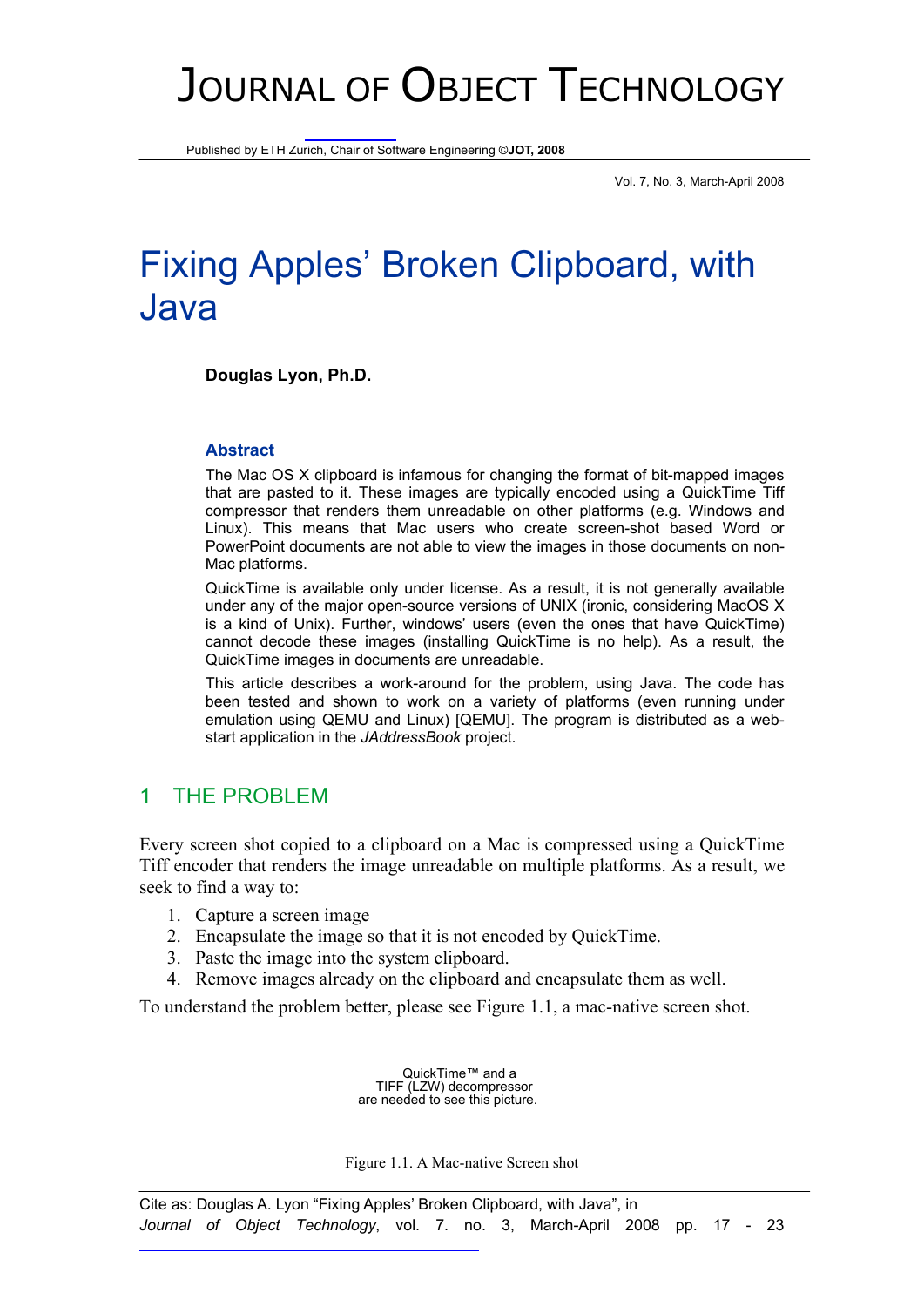# JOURNAL OF OBJECT TECHNOLOGY

Published by ETH Zurich, Chair of Software Engineering ©**JOT, 2008**

Vol. 7, No. 3, March-April 2008

# Fixing Apples' Broken Clipboard, with Java

**Douglas Lyon, Ph.D.**

### Abstract

The Mac OS X clipboard is infamous for changing the format of bit-mapped images that are pasted to it. These images are typically encoded using a QuickTime Tiff compressor that renders them unreadable on other platforms (e.g. Windows and Linux). This means that Mac users who create screen-shot based Word or PowerPoint documents are not able to view the images in those documents on non-Mac platforms.

QuickTime is available only under license. As a result, it is not generally available under any of the major open-source versions of UNIX (ironic, considering MacOS X is a kind of Unix). Further, windows' users (even the ones that have QuickTime) cannot decode these images (installing QuickTime is no help). As a result, the QuickTime images in documents are unreadable.

This article describes a work-around for the problem, using Java. The code has been tested and shown to work on a variety of platforms (even running under emulation using QEMU and Linux) [QEMU]. The program is distributed as a web-start application in the *JAddressBook* project.

## 1 THE PROBLEM

Every screen shot copied to a clipboard on a Mac is compressed using a QuickTime Tiff encoder that renders the image unreadable on multiple platforms. As a result, we seek to find a way to:

1. Capture a screen image
2. Encapsulate the image so that it is not encoded by QuickTime.
3. Paste the image into the system clipboard.
4. Remove images already on the clipboard and encapsulate them as well.

To understand the problem better, please see Figure 1.1, a mac-native screen shot.

QuickTime™ and a
TIFF (LZW) decompressor
are needed to see this picture.

Figure 1.1. A Mac-native Screen shot

Cite as: Douglas A. Lyon "Fixing Apples' Broken Clipboard, with Java", in *Journal of Object Technology*, vol. 7. no. 3, March-April 2008 pp. 17 - 23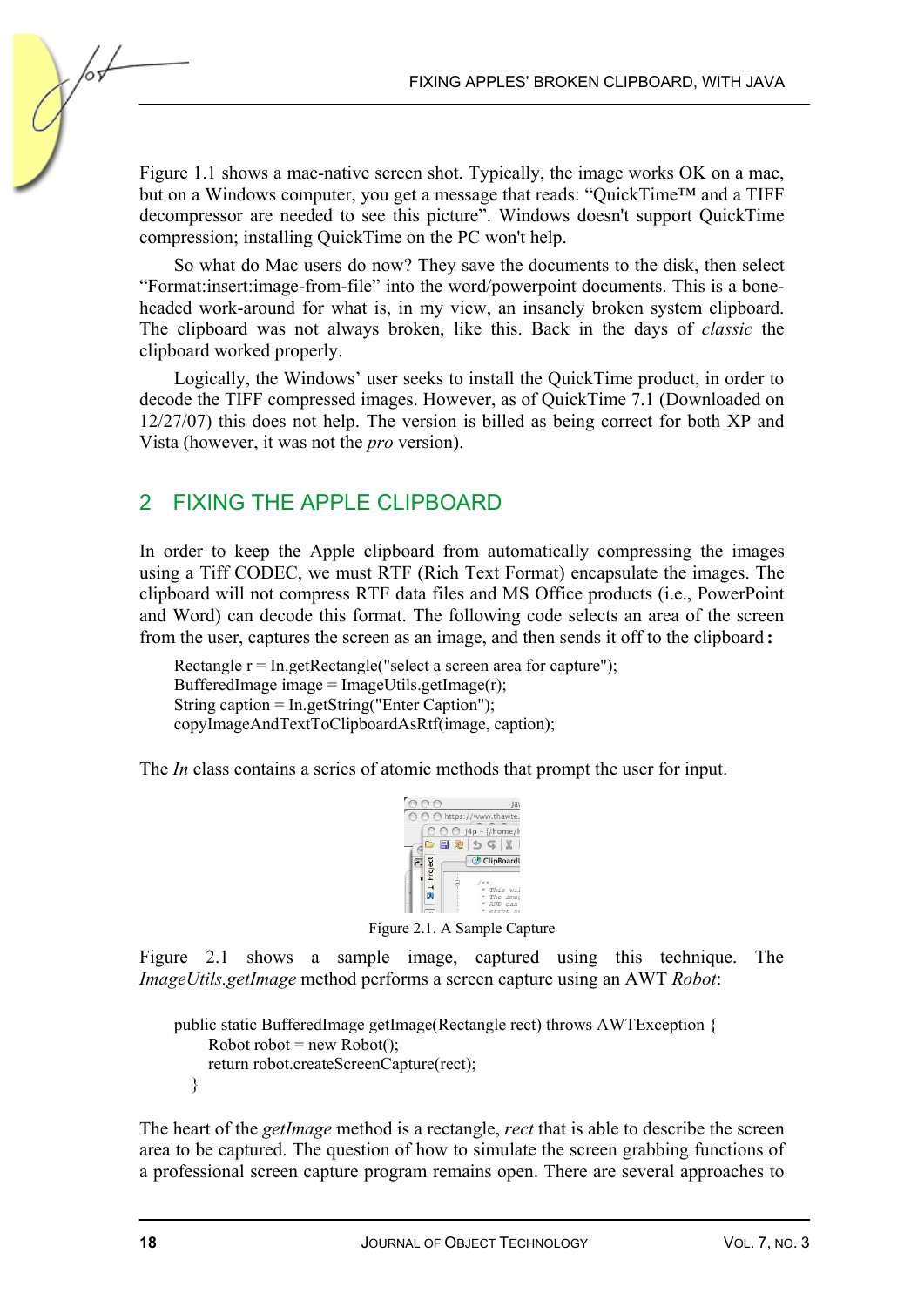Figure 1.1 shows a mac-native screen shot. Typically, the image works OK on a mac, but on a Windows computer, you get a message that reads: “QuickTime™ and a TIFF decompressor are needed to see this picture”. Windows doesn't support QuickTime compression; installing QuickTime on the PC won't help.

So what do Mac users do now? They save the documents to the disk, then select “Format:insert:image-from-file” into the word/powerpoint documents. This is a bone-headed work-around for what is, in my view, an insanely broken system clipboard. The clipboard was not always broken, like this. Back in the days of *classic* the clipboard worked properly.

Logically, the Windows’ user seeks to install the QuickTime product, in order to decode the TIFF compressed images. However, as of QuickTime 7.1 (Downloaded on 12/27/07) this does not help. The version is billed as being correct for both XP and Vista (however, it was not the *pro* version).

## 2 FIXING THE APPLE CLIPBOARD

In order to keep the Apple clipboard from automatically compressing the images using a Tiff CODEC, we must RTF (Rich Text Format) encapsulate the images. The clipboard will not compress RTF data files and MS Office products (i.e., PowerPoint and Word) can decode this format. The following code selects an area of the screen from the user, captures the screen as an image, and then sends it off to the clipboard:

```
Rectangle r = In.getRectangle("select a screen area for capture");
BufferedImage image = ImageUtils.getImage(r);
String caption = In.getString("Enter Caption");
copyImageAndTextToClipboardAsRtf(image, caption);
```

The *In* class contains a series of atomic methods that prompt the user for input.

Figure 2.1. A Sample Capture

Figure 2.1 shows a sample image, captured using this technique. The *ImageUtils.getImage* method performs a screen capture using an AWT *Robot*:

```
public static BufferedImage getImage(Rectangle rect) throws AWTException {
    Robot robot = new Robot();
    return robot.createScreenCapture(rect);
}
```

The heart of the *getImage* method is a rectangle, *rect* that is able to describe the screen area to be captured. The question of how to simulate the screen grabbing functions of a professional screen capture program remains open. There are several approaches to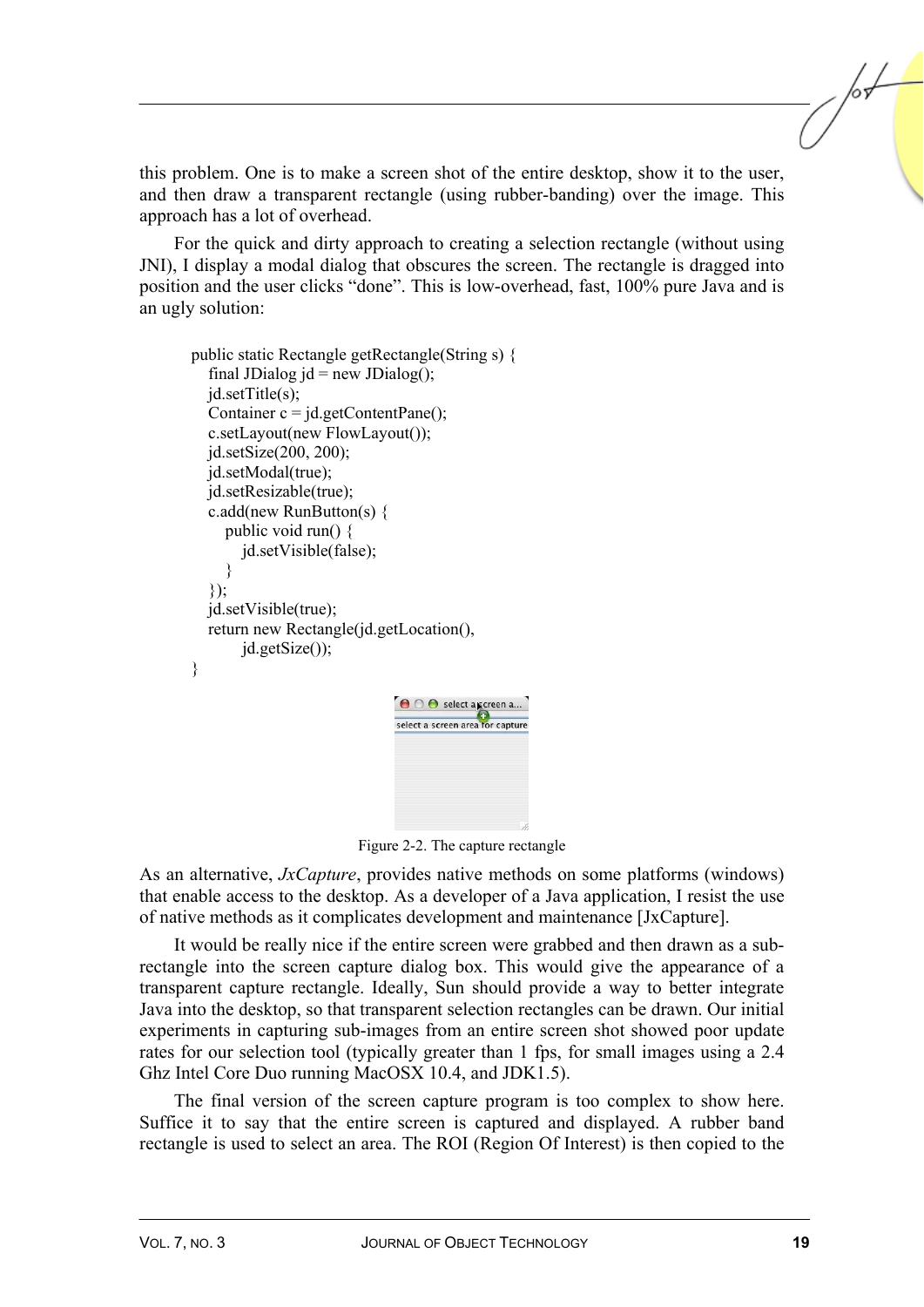this problem. One is to make a screen shot of the entire desktop, show it to the user, and then draw a transparent rectangle (using rubber-banding) over the image. This approach has a lot of overhead.

For the quick and dirty approach to creating a selection rectangle (without using JNI), I display a modal dialog that obscures the screen. The rectangle is dragged into position and the user clicks "done". This is low-overhead, fast, 100% pure Java and is an ugly solution:

```
public static Rectangle getRectangle(String s) {
    final JDialog jd = new JDialog();
    jd.setTitle(s);
    Container c = jd.getContentPane();
    c.setLayout(new FlowLayout());
    jd.setSize(200, 200);
    jd.setModal(true);
    jd.setResizable(true);
    c.add(new RunButton(s) {
        public void run() {
            jd.setVisible(false);
        }
    });
    jd.setVisible(true);
    return new Rectangle(jd.getLocation(),
            jd.getSize());
}
```

Figure 2-2. The capture rectangle

As an alternative, *JxCapture*, provides native methods on some platforms (windows) that enable access to the desktop. As a developer of a Java application, I resist the use of native methods as it complicates development and maintenance [JxCapture].

It would be really nice if the entire screen were grabbed and then drawn as a sub-rectangle into the screen capture dialog box. This would give the appearance of a transparent capture rectangle. Ideally, Sun should provide a way to better integrate Java into the desktop, so that transparent selection rectangles can be drawn. Our initial experiments in capturing sub-images from an entire screen shot showed poor update rates for our selection tool (typically greater than 1 fps, for small images using a 2.4 Ghz Intel Core Duo running MacOSX 10.4, and JDK1.5).

The final version of the screen capture program is too complex to show here. Suffice it to say that the entire screen is captured and displayed. A rubber band rectangle is used to select an area. The ROI (Region Of Interest) is then copied to the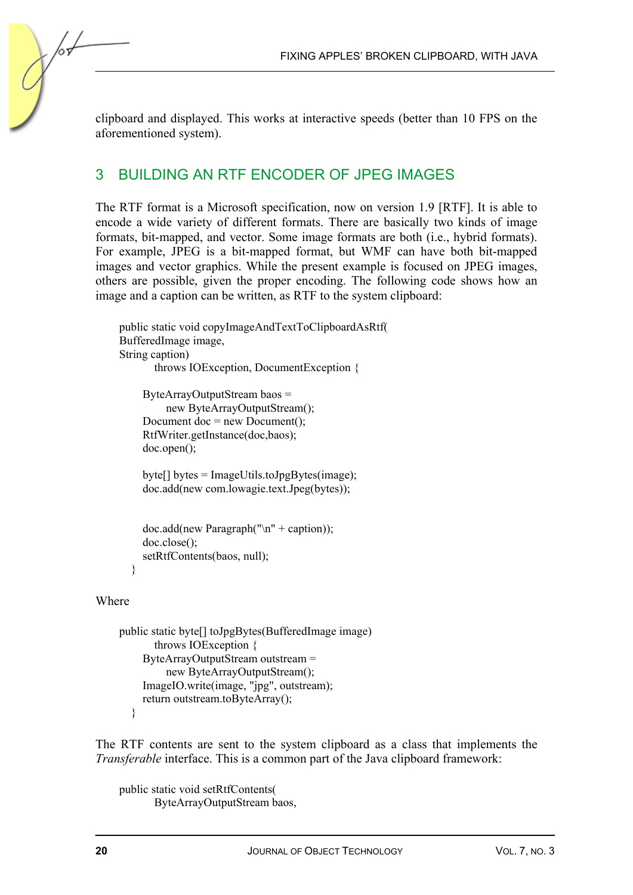clipboard and displayed. This works at interactive speeds (better than 10 FPS on the aforementioned system).

## 3 BUILDING AN RTF ENCODER OF JPEG IMAGES

The RTF format is a Microsoft specification, now on version 1.9 [RTF]. It is able to encode a wide variety of different formats. There are basically two kinds of image formats, bit-mapped, and vector. Some image formats are both (i.e., hybrid formats). For example, JPEG is a bit-mapped format, but WMF can have both bit-mapped images and vector graphics. While the present example is focused on JPEG images, others are possible, given the proper encoding. The following code shows how an image and a caption can be written, as RTF to the system clipboard:

```
public static void copyImageAndTextToClipboardAsRtf(
BufferedImage image,
String caption)
        throws IOException, DocumentException {

    ByteArrayOutputStream baos =
         new ByteArrayOutputStream();
    Document doc = new Document();
    RtfWriter.getInstance(doc,baos);
    doc.open();

    byte[] bytes = ImageUtils.toJpgBytes(image);
    doc.add(new com.lowagie.text.Jpeg(bytes));


    doc.add(new Paragraph("\n" + caption));
    doc.close();
    setRtfContents(baos, null);
  }
```

Where

```
public static byte[] toJpgBytes(BufferedImage image)
        throws IOException {
    ByteArrayOutputStream outstream =
         new ByteArrayOutputStream();
    ImageIO.write(image, "jpg", outstream);
    return outstream.toByteArray();
  }
```

The RTF contents are sent to the system clipboard as a class that implements the *Transferable* interface. This is a common part of the Java clipboard framework:

```
public static void setRtfContents(
        ByteArrayOutputStream baos,
```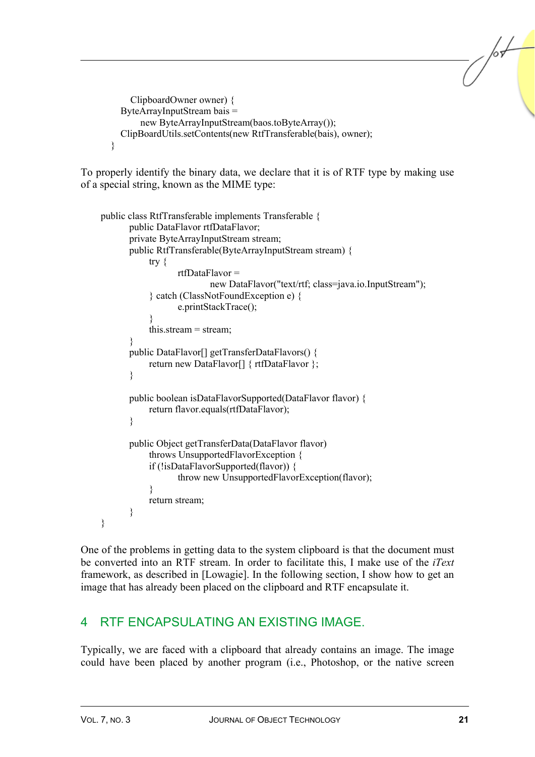```
        ClipboardOwner owner) {
    ByteArrayInputStream bais =
        new ByteArrayInputStream(baos.toByteArray());
    ClipBoardUtils.setContents(new RtfTransferable(bais), owner);
}
```

To properly identify the binary data, we declare that it is of RTF type by making use of a special string, known as the MIME type:

```
public class RtfTransferable implements Transferable {
    public DataFlavor rtfDataFlavor;
    private ByteArrayInputStream stream;
    public RtfTransferable(ByteArrayInputStream stream) {
        try {
            rtfDataFlavor =
                new DataFlavor("text/rtf; class=java.io.InputStream");
        } catch (ClassNotFoundException e) {
            e.printStackTrace();
        }
        this.stream = stream;
    }
    public DataFlavor[] getTransferDataFlavors() {
        return new DataFlavor[] { rtfDataFlavor };
    }

    public boolean isDataFlavorSupported(DataFlavor flavor) {
        return flavor.equals(rtfDataFlavor);
    }

    public Object getTransferData(DataFlavor flavor)
        throws UnsupportedFlavorException {
        if (!isDataFlavorSupported(flavor)) {
            throw new UnsupportedFlavorException(flavor);
        }
        return stream;
    }
}
```

One of the problems in getting data to the system clipboard is that the document must be converted into an RTF stream. In order to facilitate this, I make use of the *iText* framework, as described in [Lowagie]. In the following section, I show how to get an image that has already been placed on the clipboard and RTF encapsulate it.

## 4 RTF ENCAPSULATING AN EXISTING IMAGE.

Typically, we are faced with a clipboard that already contains an image. The image could have been placed by another program (i.e., Photoshop, or the native screen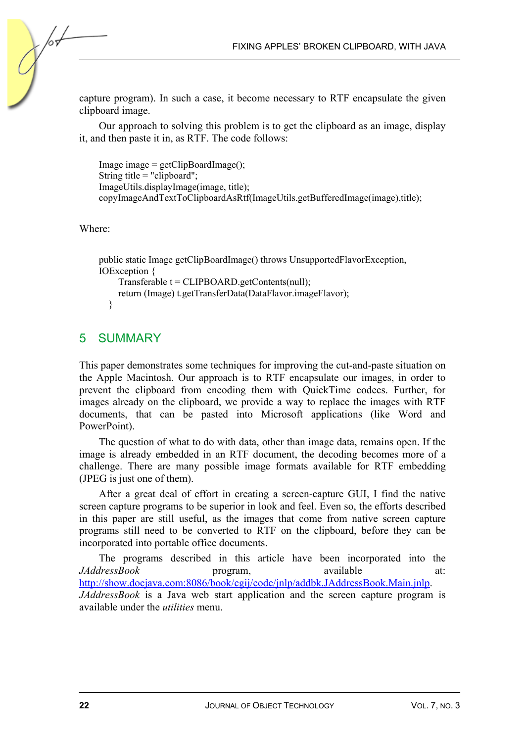capture program). In such a case, it become necessary to RTF encapsulate the given clipboard image.

Our approach to solving this problem is to get the clipboard as an image, display it, and then paste it in, as RTF. The code follows:

```
Image image = getClipBoardImage();
String title = "clipboard";
ImageUtils.displayImage(image, title);
copyImageAndTextToClipboardAsRtf(ImageUtils.getBufferedImage(image),title);
```

Where:

```
public static Image getClipBoardImage() throws UnsupportedFlavorException,
IOException {
    Transferable t = CLIPBOARD.getContents(null);
    return (Image) t.getTransferData(DataFlavor.imageFlavor);
  }
```

## 5 SUMMARY

This paper demonstrates some techniques for improving the cut-and-paste situation on the Apple Macintosh. Our approach is to RTF encapsulate our images, in order to prevent the clipboard from encoding them with QuickTime codecs. Further, for images already on the clipboard, we provide a way to replace the images with RTF documents, that can be pasted into Microsoft applications (like Word and PowerPoint).

The question of what to do with data, other than image data, remains open. If the image is already embedded in an RTF document, the decoding becomes more of a challenge. There are many possible image formats available for RTF embedding (JPEG is just one of them).

After a great deal of effort in creating a screen-capture GUI, I find the native screen capture programs to be superior in look and feel. Even so, the efforts described in this paper are still useful, as the images that come from native screen capture programs still need to be converted to RTF on the clipboard, before they can be incorporated into portable office documents.

The programs described in this article have been incorporated into the *JAddressBook* program, available at: http://show.docjava.com:8086/book/cgij/code/jnlp/addbk.JAddressBook.Main.jnlp. *JAddressBook* is a Java web start application and the screen capture program is available under the *utilities* menu.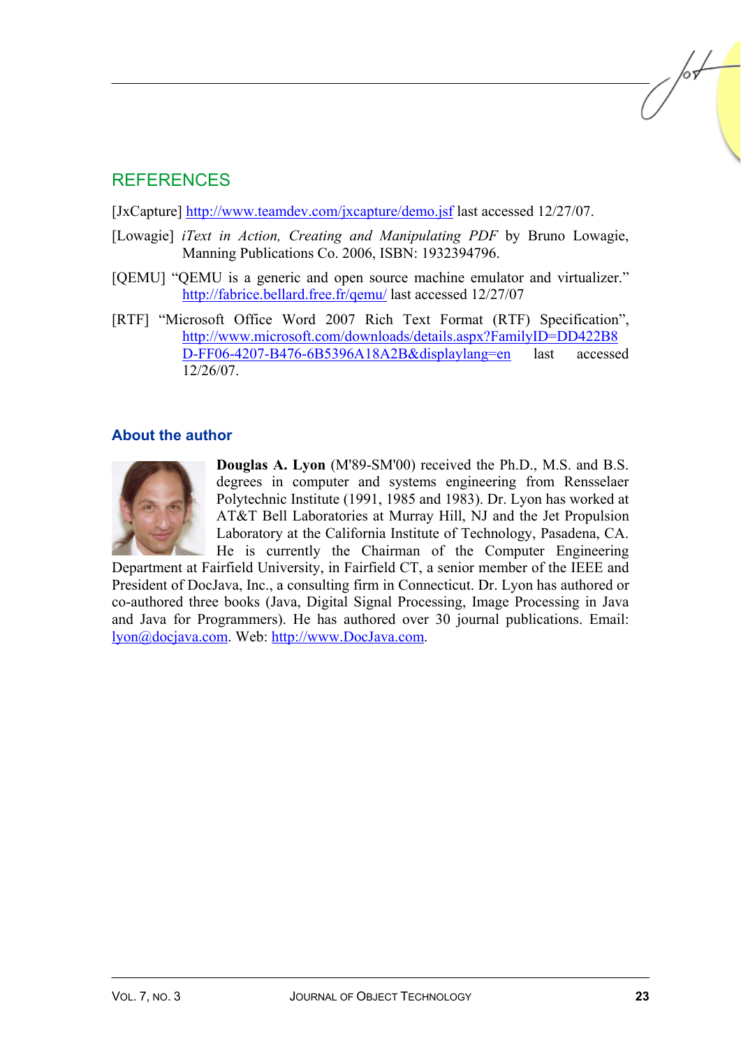## REFERENCES

[JxCapture] http://www.teamdev.com/jxcapture/demo.jsf last accessed 12/27/07.

[Lowagie] *iText in Action, Creating and Manipulating PDF* by Bruno Lowagie, Manning Publications Co. 2006, ISBN: 1932394796.

[QEMU] "QEMU is a generic and open source machine emulator and virtualizer." http://fabrice.bellard.free.fr/qemu/ last accessed 12/27/07

[RTF] "Microsoft Office Word 2007 Rich Text Format (RTF) Specification", http://www.microsoft.com/downloads/details.aspx?FamilyID=DD422B8D-FF06-4207-B476-6B5396A18A2B&displaylang=en last accessed 12/26/07.

### About the author

**Douglas A. Lyon** (M'89-SM'00) received the Ph.D., M.S. and B.S. degrees in computer and systems engineering from Rensselaer Polytechnic Institute (1991, 1985 and 1983). Dr. Lyon has worked at AT&T Bell Laboratories at Murray Hill, NJ and the Jet Propulsion Laboratory at the California Institute of Technology, Pasadena, CA. He is currently the Chairman of the Computer Engineering Department at Fairfield University, in Fairfield CT, a senior member of the IEEE and President of DocJava, Inc., a consulting firm in Connecticut. Dr. Lyon has authored or co-authored three books (Java, Digital Signal Processing, Image Processing in Java and Java for Programmers). He has authored over 30 journal publications. Email: lyon@docjava.com. Web: http://www.DocJava.com.